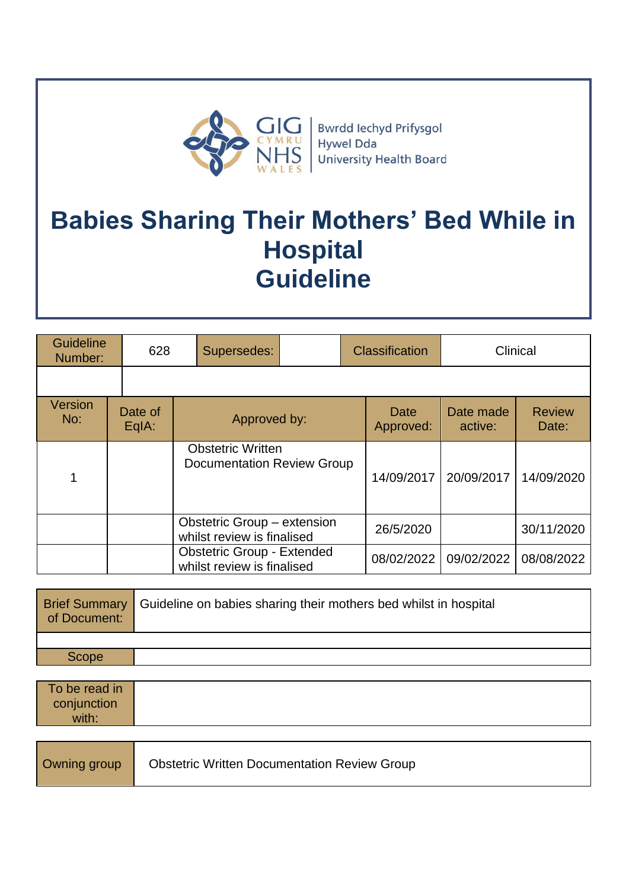Bwrdd Iechyd Prifysgol Hywel Dda University Health Board

# Babies Sharing Their Mothers' Bed While in Hospital Guideline

| Guideline Number: | 628 | Supersedes: | | Classification | Clinical |
|---|---|---|---|---|---|
| | | | | | |

| Version No: | Date of EqIA: | Approved by: | Date Approved: | Date made active: | Review Date: |
|---|---|---|---|---|---|
| 1 | | Obstetric Written Documentation Review Group | 14/09/2017 | 20/09/2017 | 14/09/2020 |
| | | Obstetric Group – extension whilst review is finalised | 26/5/2020 | | 30/11/2020 |
| | | Obstetric Group - Extended whilst review is finalised | 08/02/2022 | 09/02/2022 | 08/08/2022 |

| Brief Summary of Document: | Guideline on babies sharing their mothers bed whilst in hospital |
|---|---|
| | |
| Scope | |

| To be read in conjunction with: | |
|---|---|

| Owning group | Obstetric Written Documentation Review Group |
|---|---|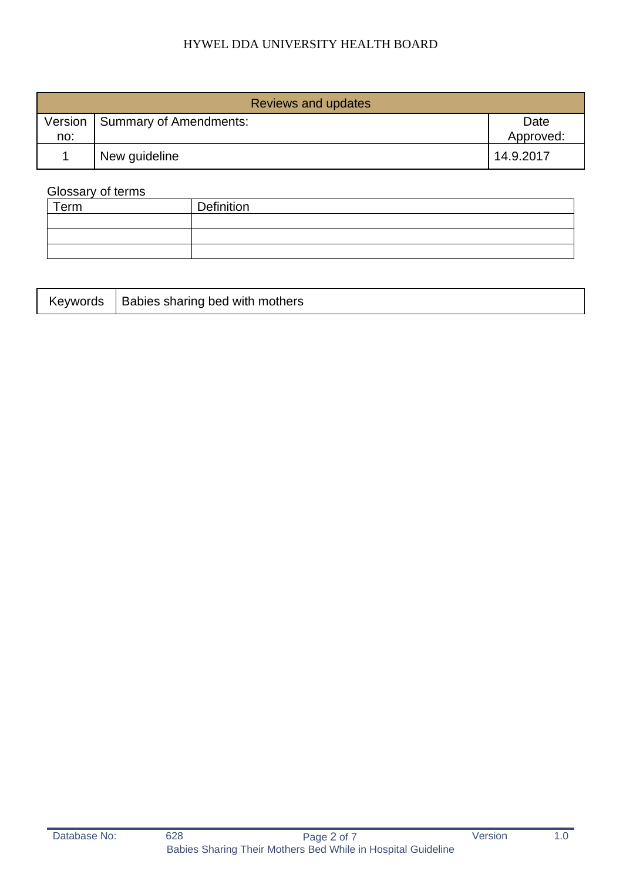| Reviews and updates | | |
|---|---|---|
| Version no: | Summary of Amendments: | Date Approved: |
| 1 | New guideline | 14.9.2017 |

Glossary of terms

| Term | Definition |
|---|---|
| | |
| | |
| | |

| Keywords | Babies sharing bed with mothers |
|---|---|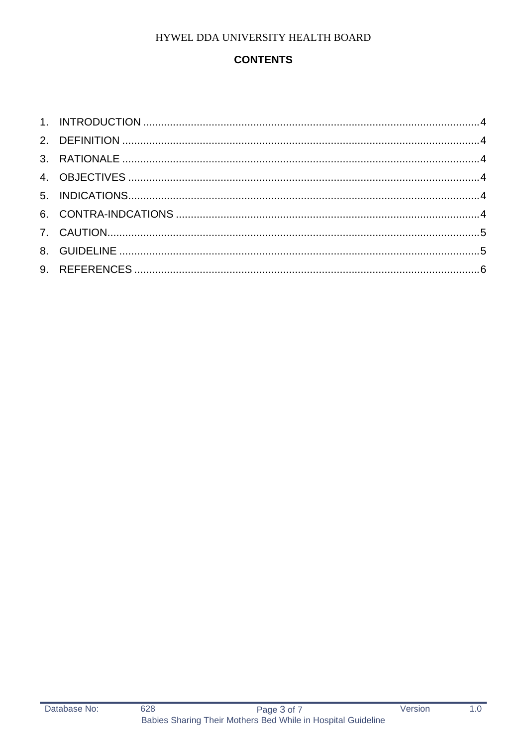## CONTENTS

1. INTRODUCTION ........................................................................................................4
2. DEFINITION ..............................................................................................................4
3. RATIONALE ..............................................................................................................4
4. OBJECTIVES .............................................................................................................4
5. INDICATIONS.............................................................................................................4
6. CONTRA-INDCATIONS .............................................................................................4
7. CAUTION...................................................................................................................5
8. GUIDELINE ...............................................................................................................5
9. REFERENCES ...........................................................................................................6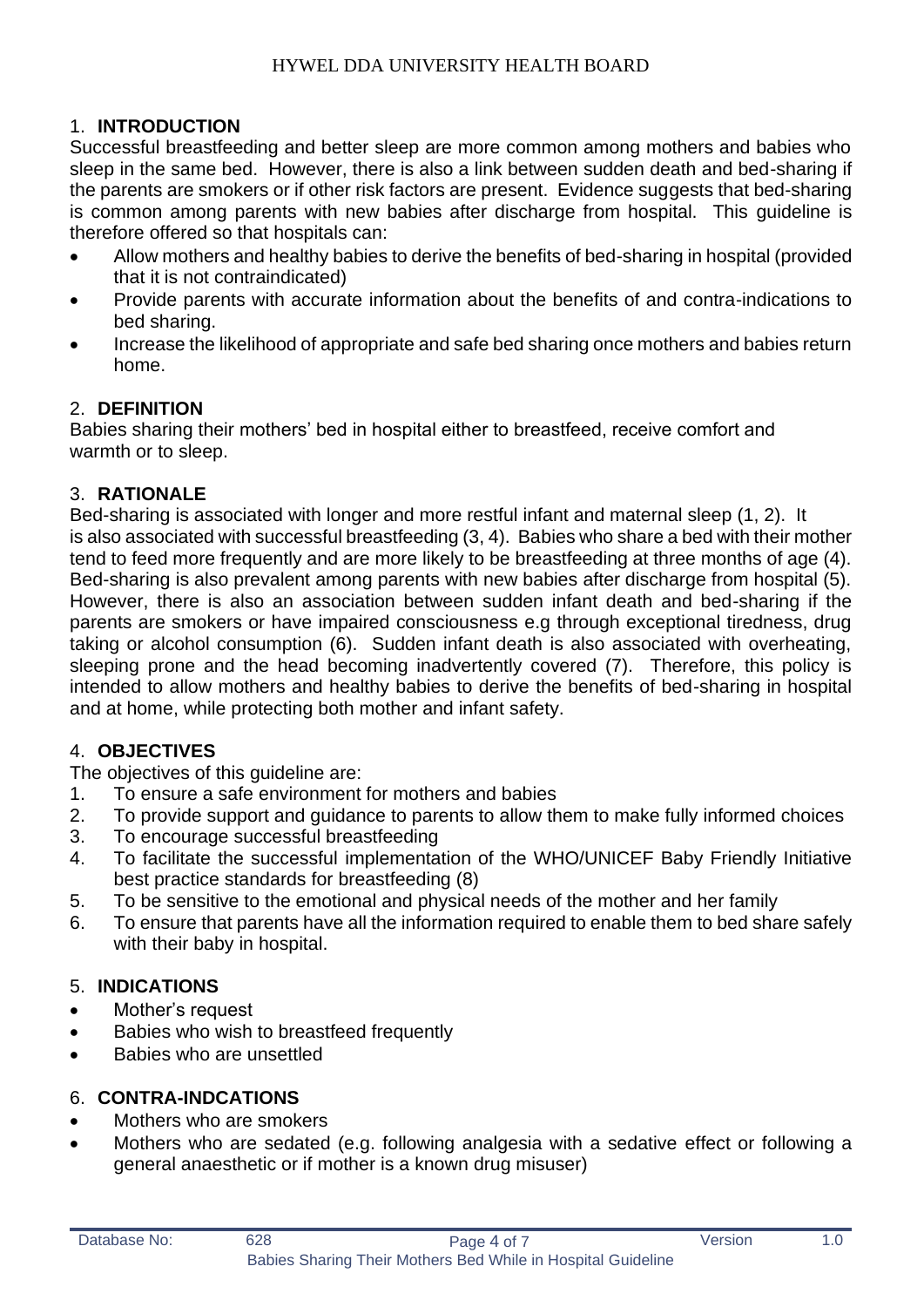## 1. INTRODUCTION

Successful breastfeeding and better sleep are more common among mothers and babies who sleep in the same bed. However, there is also a link between sudden death and bed-sharing if the parents are smokers or if other risk factors are present. Evidence suggests that bed-sharing is common among parents with new babies after discharge from hospital. This guideline is therefore offered so that hospitals can:

- Allow mothers and healthy babies to derive the benefits of bed-sharing in hospital (provided that it is not contraindicated)
- Provide parents with accurate information about the benefits of and contra-indications to bed sharing.
- Increase the likelihood of appropriate and safe bed sharing once mothers and babies return home.

## 2. DEFINITION

Babies sharing their mothers' bed in hospital either to breastfeed, receive comfort and warmth or to sleep.

## 3. RATIONALE

Bed-sharing is associated with longer and more restful infant and maternal sleep (1, 2). It is also associated with successful breastfeeding (3, 4). Babies who share a bed with their mother tend to feed more frequently and are more likely to be breastfeeding at three months of age (4). Bed-sharing is also prevalent among parents with new babies after discharge from hospital (5). However, there is also an association between sudden infant death and bed-sharing if the parents are smokers or have impaired consciousness e.g through exceptional tiredness, drug taking or alcohol consumption (6). Sudden infant death is also associated with overheating, sleeping prone and the head becoming inadvertently covered (7). Therefore, this policy is intended to allow mothers and healthy babies to derive the benefits of bed-sharing in hospital and at home, while protecting both mother and infant safety.

## 4. OBJECTIVES

The objectives of this guideline are:

1. To ensure a safe environment for mothers and babies
2. To provide support and guidance to parents to allow them to make fully informed choices
3. To encourage successful breastfeeding
4. To facilitate the successful implementation of the WHO/UNICEF Baby Friendly Initiative best practice standards for breastfeeding (8)
5. To be sensitive to the emotional and physical needs of the mother and her family
6. To ensure that parents have all the information required to enable them to bed share safely with their baby in hospital.

## 5. INDICATIONS

- Mother's request
- Babies who wish to breastfeed frequently
- Babies who are unsettled

## 6. CONTRA-INDCATIONS

- Mothers who are smokers
- Mothers who are sedated (e.g. following analgesia with a sedative effect or following a general anaesthetic or if mother is a known drug misuser)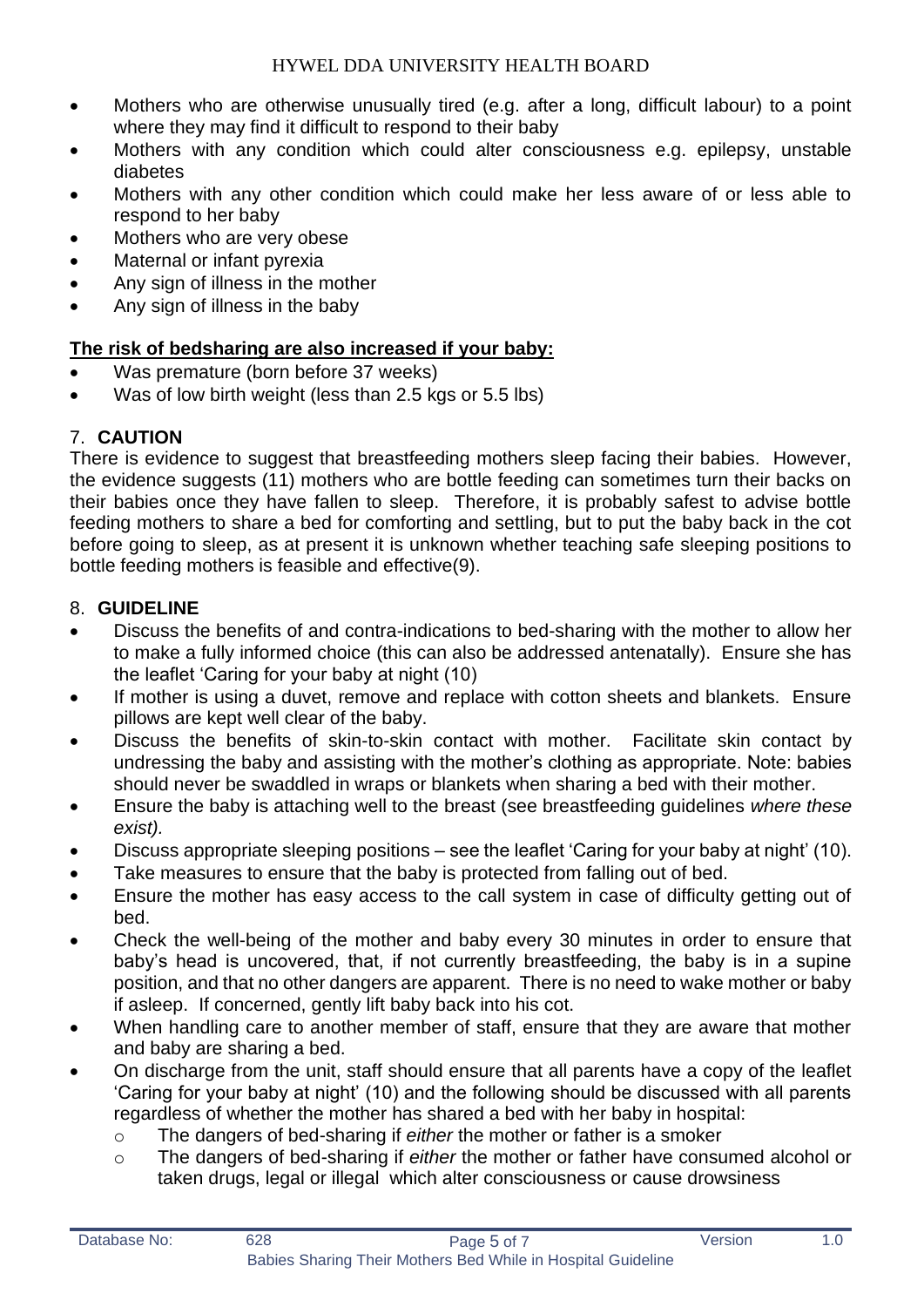- Mothers who are otherwise unusually tired (e.g. after a long, difficult labour) to a point where they may find it difficult to respond to their baby
- Mothers with any condition which could alter consciousness e.g. epilepsy, unstable diabetes
- Mothers with any other condition which could make her less aware of or less able to respond to her baby
- Mothers who are very obese
- Maternal or infant pyrexia
- Any sign of illness in the mother
- Any sign of illness in the baby

**The risk of bedsharing are also increased if your baby:**

- Was premature (born before 37 weeks)
- Was of low birth weight (less than 2.5 kgs or 5.5 lbs)

## 7. CAUTION

There is evidence to suggest that breastfeeding mothers sleep facing their babies. However, the evidence suggests (11) mothers who are bottle feeding can sometimes turn their backs on their babies once they have fallen to sleep. Therefore, it is probably safest to advise bottle feeding mothers to share a bed for comforting and settling, but to put the baby back in the cot before going to sleep, as at present it is unknown whether teaching safe sleeping positions to bottle feeding mothers is feasible and effective(9).

## 8. GUIDELINE

- Discuss the benefits of and contra-indications to bed-sharing with the mother to allow her to make a fully informed choice (this can also be addressed antenatally). Ensure she has the leaflet 'Caring for your baby at night (10)
- If mother is using a duvet, remove and replace with cotton sheets and blankets. Ensure pillows are kept well clear of the baby.
- Discuss the benefits of skin-to-skin contact with mother. Facilitate skin contact by undressing the baby and assisting with the mother's clothing as appropriate. Note: babies should never be swaddled in wraps or blankets when sharing a bed with their mother.
- Ensure the baby is attaching well to the breast (see breastfeeding guidelines *where these exist).*
- Discuss appropriate sleeping positions – see the leaflet 'Caring for your baby at night' (10).
- Take measures to ensure that the baby is protected from falling out of bed.
- Ensure the mother has easy access to the call system in case of difficulty getting out of bed.
- Check the well-being of the mother and baby every 30 minutes in order to ensure that baby's head is uncovered, that, if not currently breastfeeding, the baby is in a supine position, and that no other dangers are apparent. There is no need to wake mother or baby if asleep. If concerned, gently lift baby back into his cot.
- When handling care to another member of staff, ensure that they are aware that mother and baby are sharing a bed.
- On discharge from the unit, staff should ensure that all parents have a copy of the leaflet 'Caring for your baby at night' (10) and the following should be discussed with all parents regardless of whether the mother has shared a bed with her baby in hospital:
    - The dangers of bed-sharing if *either* the mother or father is a smoker
    - The dangers of bed-sharing if *either* the mother or father have consumed alcohol or taken drugs, legal or illegal which alter consciousness or cause drowsiness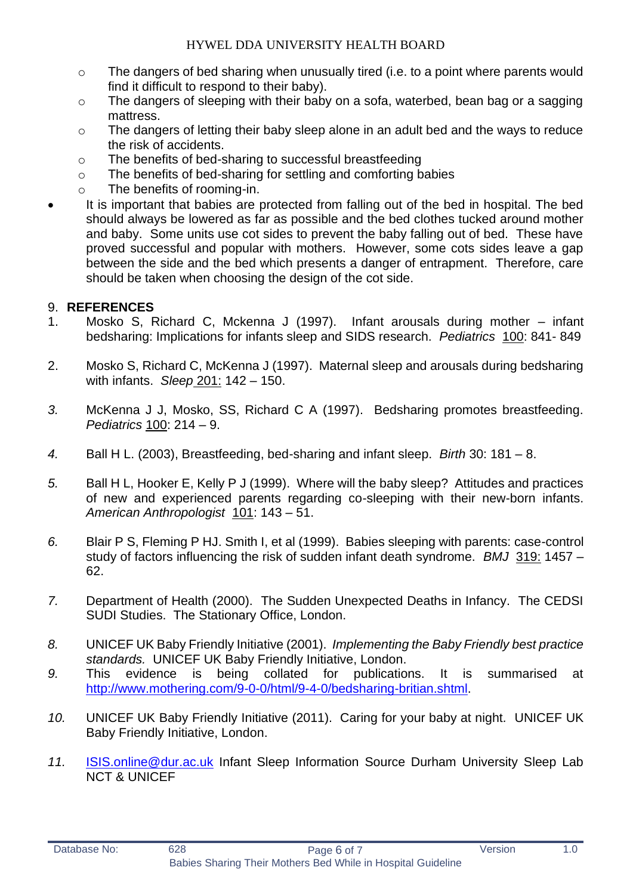- The dangers of bed sharing when unusually tired (i.e. to a point where parents would find it difficult to respond to their baby).
  - The dangers of sleeping with their baby on a sofa, waterbed, bean bag or a sagging mattress.
  - The dangers of letting their baby sleep alone in an adult bed and the ways to reduce the risk of accidents.
  - The benefits of bed-sharing to successful breastfeeding
  - The benefits of bed-sharing for settling and comforting babies
  - The benefits of rooming-in.
- It is important that babies are protected from falling out of the bed in hospital. The bed should always be lowered as far as possible and the bed clothes tucked around mother and baby. Some units use cot sides to prevent the baby falling out of bed. These have proved successful and popular with mothers. However, some cots sides leave a gap between the side and the bed which presents a danger of entrapment. Therefore, care should be taken when choosing the design of the cot side.

## 9. REFERENCES

1. Mosko S, Richard C, Mckenna J (1997). Infant arousals during mother – infant bedsharing: Implications for infants sleep and SIDS research. *Pediatrics* 100: 841- 849

2. Mosko S, Richard C, McKenna J (1997). Maternal sleep and arousals during bedsharing with infants. *Sleep* 201: 142 – 150.

3. McKenna J J, Mosko, SS, Richard C A (1997). Bedsharing promotes breastfeeding. *Pediatrics* 100: 214 – 9.

4. Ball H L. (2003), Breastfeeding, bed-sharing and infant sleep. *Birth* 30: 181 – 8.

5. Ball H L, Hooker E, Kelly P J (1999). Where will the baby sleep? Attitudes and practices of new and experienced parents regarding co-sleeping with their new-born infants. *American Anthropologist* 101: 143 – 51.

6. Blair P S, Fleming P HJ. Smith I, et al (1999). Babies sleeping with parents: case-control study of factors influencing the risk of sudden infant death syndrome. *BMJ* 319: 1457 – 62.

7. Department of Health (2000). The Sudden Unexpected Deaths in Infancy. The CEDSI SUDI Studies. The Stationary Office, London.

8. UNICEF UK Baby Friendly Initiative (2001). *Implementing the Baby Friendly best practice standards.* UNICEF UK Baby Friendly Initiative, London.
9. This evidence is being collated for publications. It is summarised at http://www.mothering.com/9-0-0/html/9-4-0/bedsharing-britian.shtml.

10. UNICEF UK Baby Friendly Initiative (2011). Caring for your baby at night. UNICEF UK Baby Friendly Initiative, London.

11. ISIS.online@dur.ac.uk Infant Sleep Information Source Durham University Sleep Lab NCT & UNICEF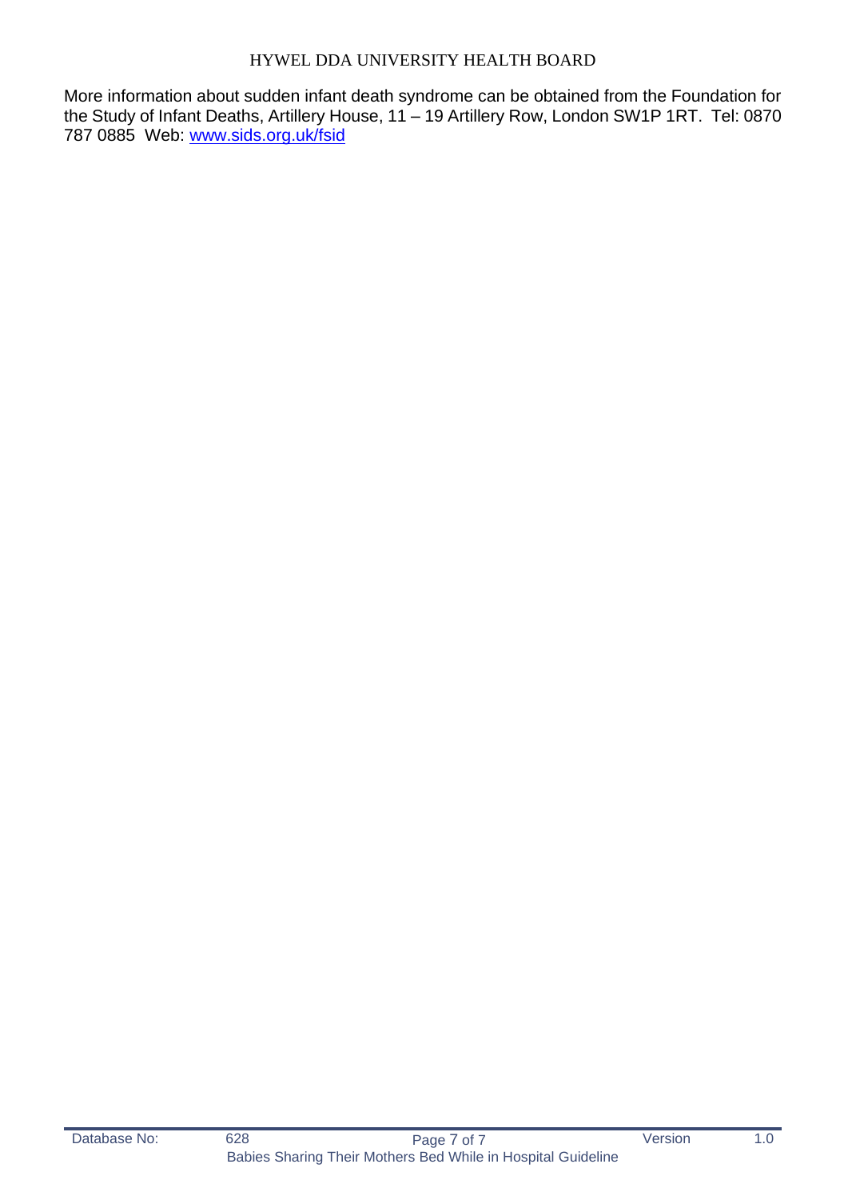More information about sudden infant death syndrome can be obtained from the Foundation for the Study of Infant Deaths, Artillery House, 11 – 19 Artillery Row, London SW1P 1RT. Tel: 0870 787 0885 Web: [www.sids.org.uk/fsid](http://www.sids.org.uk/fsid)